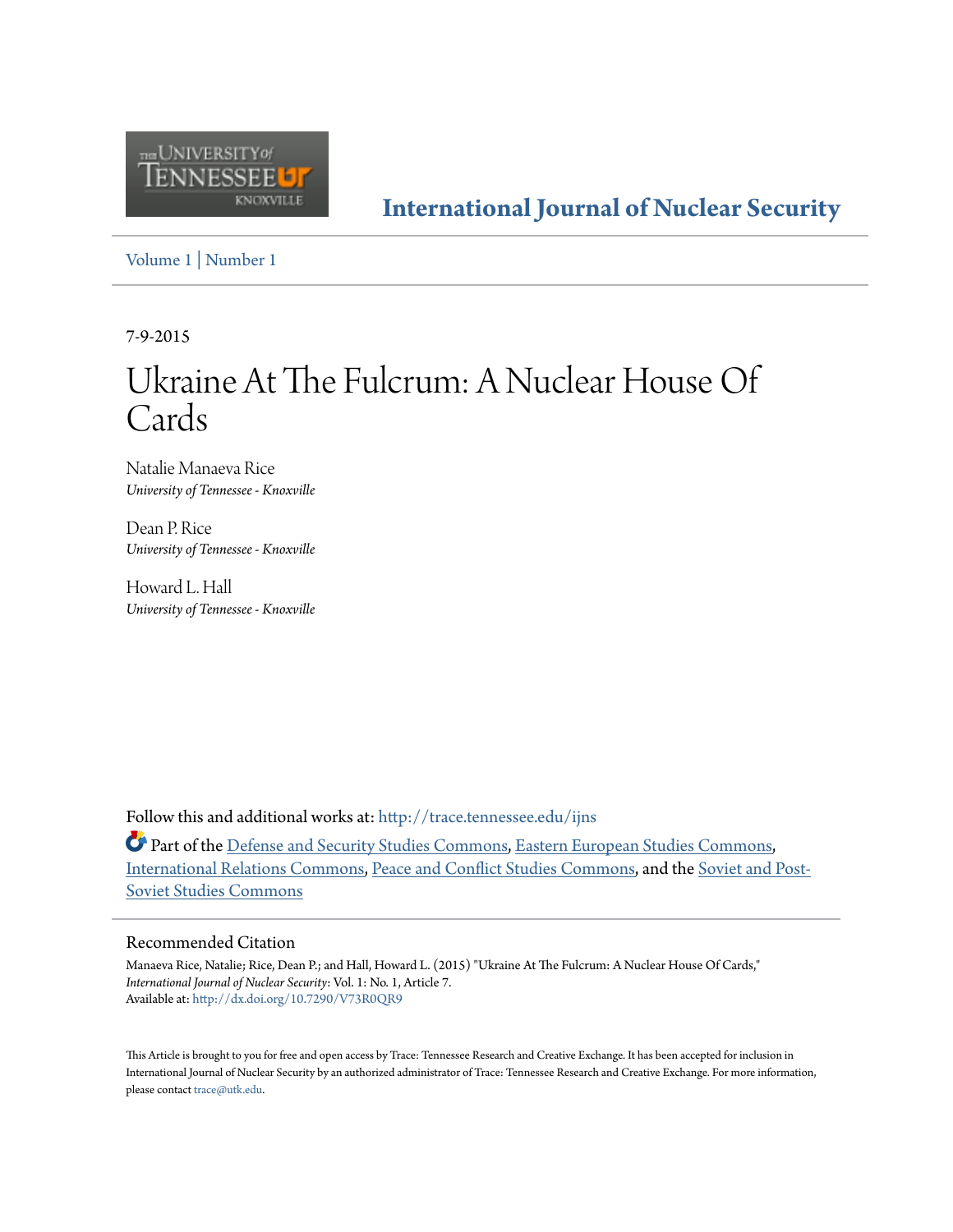# International Journal of Nuclear Security

Volume 1 | Number 1

7-9-2015

# Ukraine At The Fulcrum: A Nuclear House Of Cards

Natalie Manaeva Rice
*University of Tennessee - Knoxville*

Dean P. Rice
*University of Tennessee - Knoxville*

Howard L. Hall
*University of Tennessee - Knoxville*

Follow this and additional works at: http://trace.tennessee.edu/ijns

Part of the Defense and Security Studies Commons, Eastern European Studies Commons, International Relations Commons, Peace and Conflict Studies Commons, and the Soviet and Post-Soviet Studies Commons

## Recommended Citation

Manaeva Rice, Natalie; Rice, Dean P.; and Hall, Howard L. (2015) "Ukraine At The Fulcrum: A Nuclear House Of Cards," *International Journal of Nuclear Security*: Vol. 1: No. 1, Article 7.
Available at: http://dx.doi.org/10.7290/V73R0QR9

This Article is brought to you for free and open access by Trace: Tennessee Research and Creative Exchange. It has been accepted for inclusion in International Journal of Nuclear Security by an authorized administrator of Trace: Tennessee Research and Creative Exchange. For more information, please contact trace@utk.edu.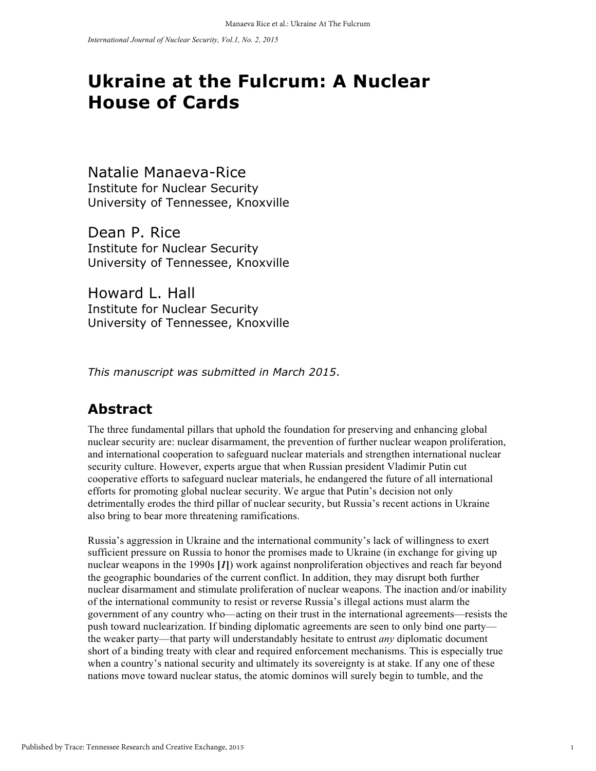# Ukraine at the Fulcrum: A Nuclear House of Cards

Natalie Manaeva-Rice
Institute for Nuclear Security
University of Tennessee, Knoxville

Dean P. Rice
Institute for Nuclear Security
University of Tennessee, Knoxville

Howard L. Hall
Institute for Nuclear Security
University of Tennessee, Knoxville

*This manuscript was submitted in March 2015*.

## Abstract

The three fundamental pillars that uphold the foundation for preserving and enhancing global nuclear security are: nuclear disarmament, the prevention of further nuclear weapon proliferation, and international cooperation to safeguard nuclear materials and strengthen international nuclear security culture. However, experts argue that when Russian president Vladimir Putin cut cooperative efforts to safeguard nuclear materials, he endangered the future of all international efforts for promoting global nuclear security. We argue that Putin's decision not only detrimentally erodes the third pillar of nuclear security, but Russia's recent actions in Ukraine also bring to bear more threatening ramifications.

Russia's aggression in Ukraine and the international community's lack of willingness to exert sufficient pressure on Russia to honor the promises made to Ukraine (in exchange for giving up nuclear weapons in the 1990s **[*1*]**) work against nonproliferation objectives and reach far beyond the geographic boundaries of the current conflict. In addition, they may disrupt both further nuclear disarmament and stimulate proliferation of nuclear weapons. The inaction and/or inability of the international community to resist or reverse Russia's illegal actions must alarm the government of any country who—acting on their trust in the international agreements—resists the push toward nuclearization. If binding diplomatic agreements are seen to only bind one party—the weaker party—that party will understandably hesitate to entrust *any* diplomatic document short of a binding treaty with clear and required enforcement mechanisms. This is especially true when a country's national security and ultimately its sovereignty is at stake. If any one of these nations move toward nuclear status, the atomic dominos will surely begin to tumble, and the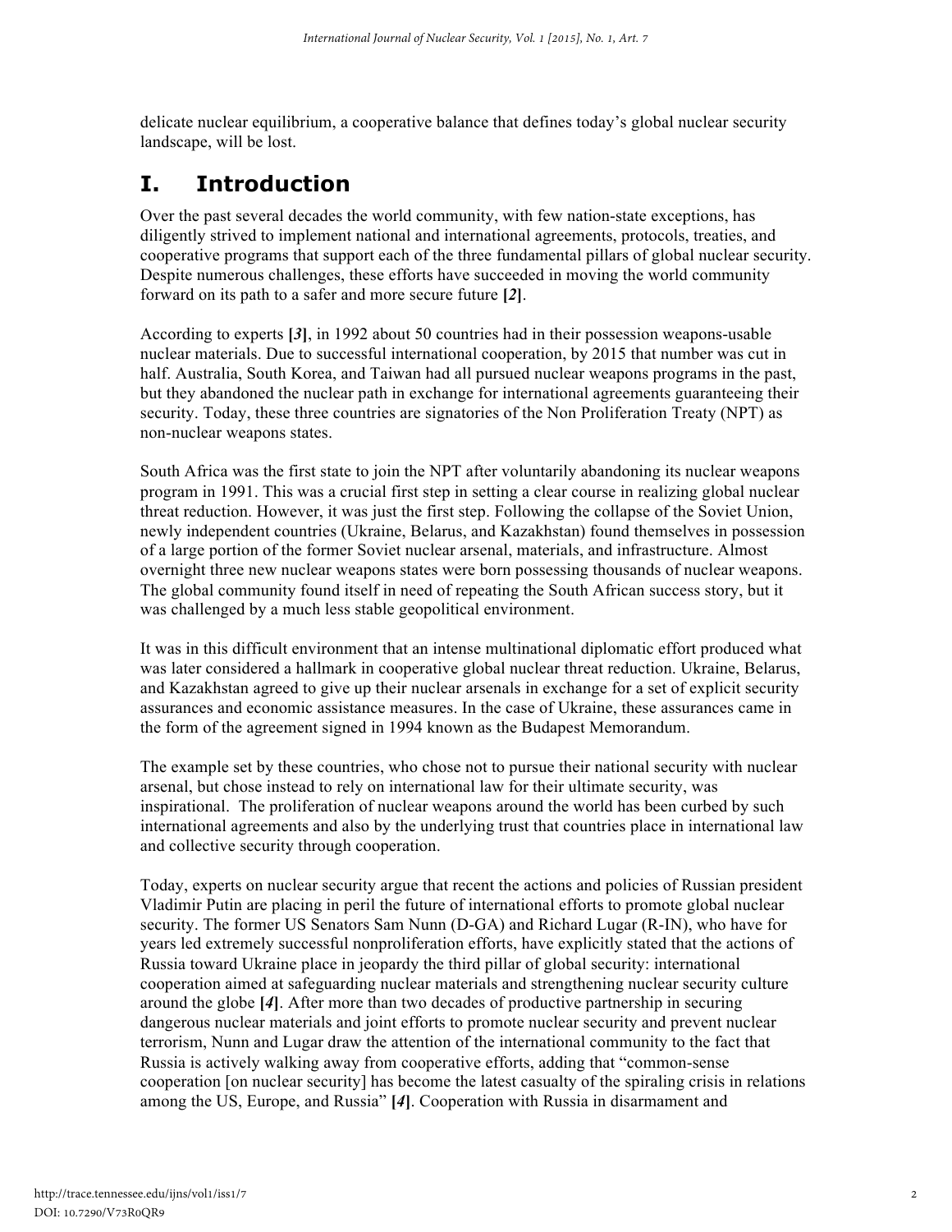delicate nuclear equilibrium, a cooperative balance that defines today's global nuclear security landscape, will be lost.

# I. Introduction

Over the past several decades the world community, with few nation-state exceptions, has diligently strived to implement national and international agreements, protocols, treaties, and cooperative programs that support each of the three fundamental pillars of global nuclear security. Despite numerous challenges, these efforts have succeeded in moving the world community forward on its path to a safer and more secure future **[*2*]**.

According to experts **[*3*]**, in 1992 about 50 countries had in their possession weapons-usable nuclear materials. Due to successful international cooperation, by 2015 that number was cut in half. Australia, South Korea, and Taiwan had all pursued nuclear weapons programs in the past, but they abandoned the nuclear path in exchange for international agreements guaranteeing their security. Today, these three countries are signatories of the Non Proliferation Treaty (NPT) as non-nuclear weapons states.

South Africa was the first state to join the NPT after voluntarily abandoning its nuclear weapons program in 1991. This was a crucial first step in setting a clear course in realizing global nuclear threat reduction. However, it was just the first step. Following the collapse of the Soviet Union, newly independent countries (Ukraine, Belarus, and Kazakhstan) found themselves in possession of a large portion of the former Soviet nuclear arsenal, materials, and infrastructure. Almost overnight three new nuclear weapons states were born possessing thousands of nuclear weapons. The global community found itself in need of repeating the South African success story, but it was challenged by a much less stable geopolitical environment.

It was in this difficult environment that an intense multinational diplomatic effort produced what was later considered a hallmark in cooperative global nuclear threat reduction. Ukraine, Belarus, and Kazakhstan agreed to give up their nuclear arsenals in exchange for a set of explicit security assurances and economic assistance measures. In the case of Ukraine, these assurances came in the form of the agreement signed in 1994 known as the Budapest Memorandum.

The example set by these countries, who chose not to pursue their national security with nuclear arsenal, but chose instead to rely on international law for their ultimate security, was inspirational. The proliferation of nuclear weapons around the world has been curbed by such international agreements and also by the underlying trust that countries place in international law and collective security through cooperation.

Today, experts on nuclear security argue that recent the actions and policies of Russian president Vladimir Putin are placing in peril the future of international efforts to promote global nuclear security. The former US Senators Sam Nunn (D-GA) and Richard Lugar (R-IN), who have for years led extremely successful nonproliferation efforts, have explicitly stated that the actions of Russia toward Ukraine place in jeopardy the third pillar of global security: international cooperation aimed at safeguarding nuclear materials and strengthening nuclear security culture around the globe **[*4*]**. After more than two decades of productive partnership in securing dangerous nuclear materials and joint efforts to promote nuclear security and prevent nuclear terrorism, Nunn and Lugar draw the attention of the international community to the fact that Russia is actively walking away from cooperative efforts, adding that "common-sense cooperation [on nuclear security] has become the latest casualty of the spiraling crisis in relations among the US, Europe, and Russia" **[*4*]**. Cooperation with Russia in disarmament and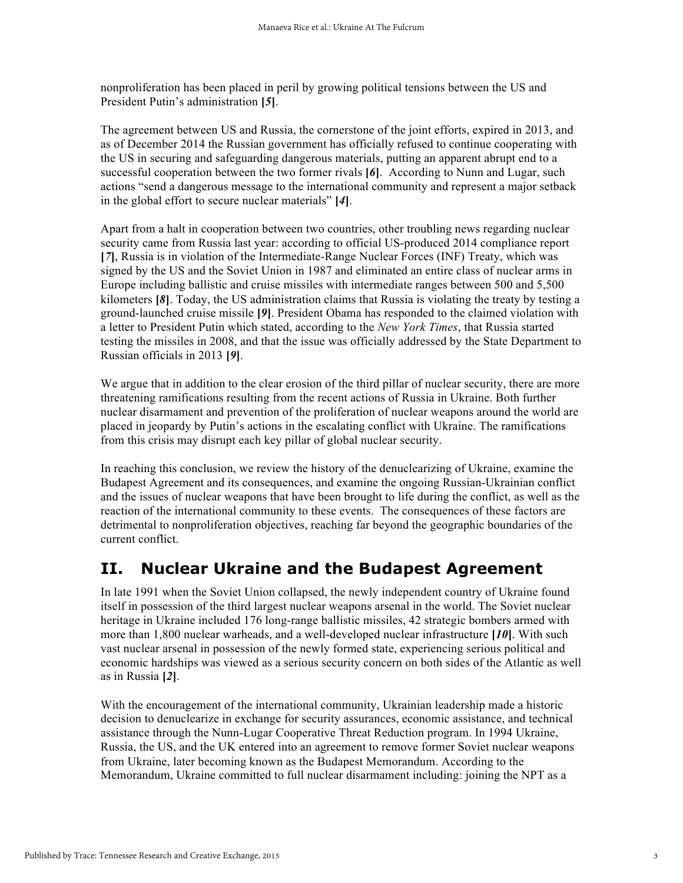nonproliferation has been placed in peril by growing political tensions between the US and President Putin's administration **[*5*]**.

The agreement between US and Russia, the cornerstone of the joint efforts, expired in 2013, and as of December 2014 the Russian government has officially refused to continue cooperating with the US in securing and safeguarding dangerous materials, putting an apparent abrupt end to a successful cooperation between the two former rivals **[*6*]**. According to Nunn and Lugar, such actions "send a dangerous message to the international community and represent a major setback in the global effort to secure nuclear materials" **[*4*]**.

Apart from a halt in cooperation between two countries, other troubling news regarding nuclear security came from Russia last year: according to official US-produced 2014 compliance report **[*7*]**, Russia is in violation of the Intermediate-Range Nuclear Forces (INF) Treaty, which was signed by the US and the Soviet Union in 1987 and eliminated an entire class of nuclear arms in Europe including ballistic and cruise missiles with intermediate ranges between 500 and 5,500 kilometers **[*8*]**. Today, the US administration claims that Russia is violating the treaty by testing a ground-launched cruise missile **[*9*]**. President Obama has responded to the claimed violation with a letter to President Putin which stated, according to the *New York Times*, that Russia started testing the missiles in 2008, and that the issue was officially addressed by the State Department to Russian officials in 2013 **[*9*]**.

We argue that in addition to the clear erosion of the third pillar of nuclear security, there are more threatening ramifications resulting from the recent actions of Russia in Ukraine. Both further nuclear disarmament and prevention of the proliferation of nuclear weapons around the world are placed in jeopardy by Putin's actions in the escalating conflict with Ukraine. The ramifications from this crisis may disrupt each key pillar of global nuclear security.

In reaching this conclusion, we review the history of the denuclearizing of Ukraine, examine the Budapest Agreement and its consequences, and examine the ongoing Russian-Ukrainian conflict and the issues of nuclear weapons that have been brought to life during the conflict, as well as the reaction of the international community to these events. The consequences of these factors are detrimental to nonproliferation objectives, reaching far beyond the geographic boundaries of the current conflict.

## II. Nuclear Ukraine and the Budapest Agreement

In late 1991 when the Soviet Union collapsed, the newly independent country of Ukraine found itself in possession of the third largest nuclear weapons arsenal in the world. The Soviet nuclear heritage in Ukraine included 176 long-range ballistic missiles, 42 strategic bombers armed with more than 1,800 nuclear warheads, and a well-developed nuclear infrastructure **[*10*]**. With such vast nuclear arsenal in possession of the newly formed state, experiencing serious political and economic hardships was viewed as a serious security concern on both sides of the Atlantic as well as in Russia **[*2*]**.

With the encouragement of the international community, Ukrainian leadership made a historic decision to denuclearize in exchange for security assurances, economic assistance, and technical assistance through the Nunn-Lugar Cooperative Threat Reduction program. In 1994 Ukraine, Russia, the US, and the UK entered into an agreement to remove former Soviet nuclear weapons from Ukraine, later becoming known as the Budapest Memorandum. According to the Memorandum, Ukraine committed to full nuclear disarmament including: joining the NPT as a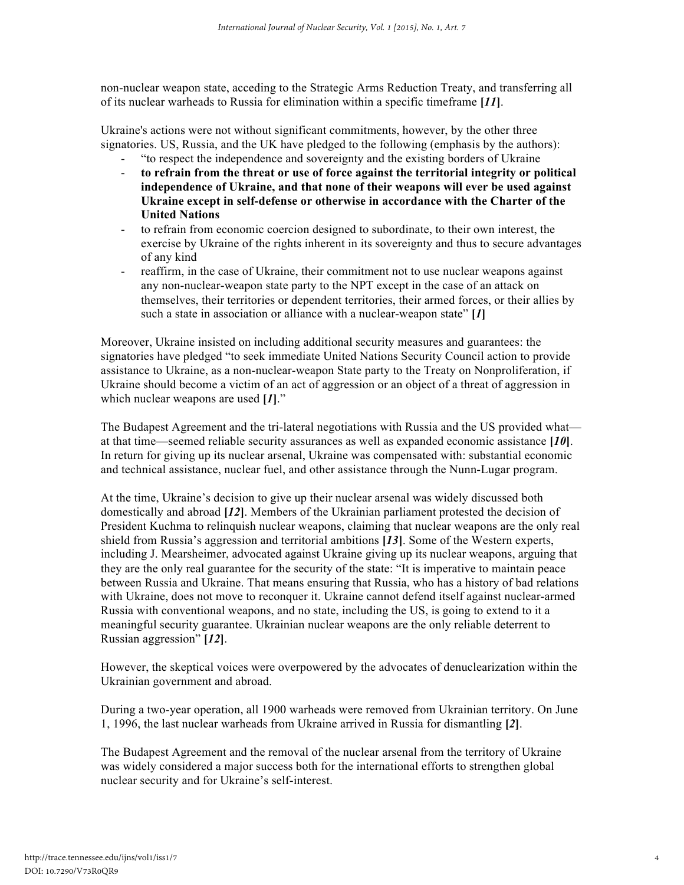non-nuclear weapon state, acceding to the Strategic Arms Reduction Treaty, and transferring all of its nuclear warheads to Russia for elimination within a specific timeframe **[*11*]**.

Ukraine's actions were not without significant commitments, however, by the other three signatories. US, Russia, and the UK have pledged to the following (emphasis by the authors):

- "to respect the independence and sovereignty and the existing borders of Ukraine
- **to refrain from the threat or use of force against the territorial integrity or political independence of Ukraine, and that none of their weapons will ever be used against Ukraine except in self-defense or otherwise in accordance with the Charter of the United Nations**
- to refrain from economic coercion designed to subordinate, to their own interest, the exercise by Ukraine of the rights inherent in its sovereignty and thus to secure advantages of any kind
- reaffirm, in the case of Ukraine, their commitment not to use nuclear weapons against any non-nuclear-weapon state party to the NPT except in the case of an attack on themselves, their territories or dependent territories, their armed forces, or their allies by such a state in association or alliance with a nuclear-weapon state" **[*1*]**

Moreover, Ukraine insisted on including additional security measures and guarantees: the signatories have pledged "to seek immediate United Nations Security Council action to provide assistance to Ukraine, as a non-nuclear-weapon State party to the Treaty on Nonproliferation, if Ukraine should become a victim of an act of aggression or an object of a threat of aggression in which nuclear weapons are used **[*1*]**."

The Budapest Agreement and the tri-lateral negotiations with Russia and the US provided what—at that time—seemed reliable security assurances as well as expanded economic assistance **[*10*]**. In return for giving up its nuclear arsenal, Ukraine was compensated with: substantial economic and technical assistance, nuclear fuel, and other assistance through the Nunn-Lugar program.

At the time, Ukraine's decision to give up their nuclear arsenal was widely discussed both domestically and abroad **[*12*]**. Members of the Ukrainian parliament protested the decision of President Kuchma to relinquish nuclear weapons, claiming that nuclear weapons are the only real shield from Russia's aggression and territorial ambitions **[*13*]**. Some of the Western experts, including J. Mearsheimer, advocated against Ukraine giving up its nuclear weapons, arguing that they are the only real guarantee for the security of the state: "It is imperative to maintain peace between Russia and Ukraine. That means ensuring that Russia, who has a history of bad relations with Ukraine, does not move to reconquer it. Ukraine cannot defend itself against nuclear-armed Russia with conventional weapons, and no state, including the US, is going to extend to it a meaningful security guarantee. Ukrainian nuclear weapons are the only reliable deterrent to Russian aggression" **[*12*]**.

However, the skeptical voices were overpowered by the advocates of denuclearization within the Ukrainian government and abroad.

During a two-year operation, all 1900 warheads were removed from Ukrainian territory. On June 1, 1996, the last nuclear warheads from Ukraine arrived in Russia for dismantling **[*2*]**.

The Budapest Agreement and the removal of the nuclear arsenal from the territory of Ukraine was widely considered a major success both for the international efforts to strengthen global nuclear security and for Ukraine's self-interest.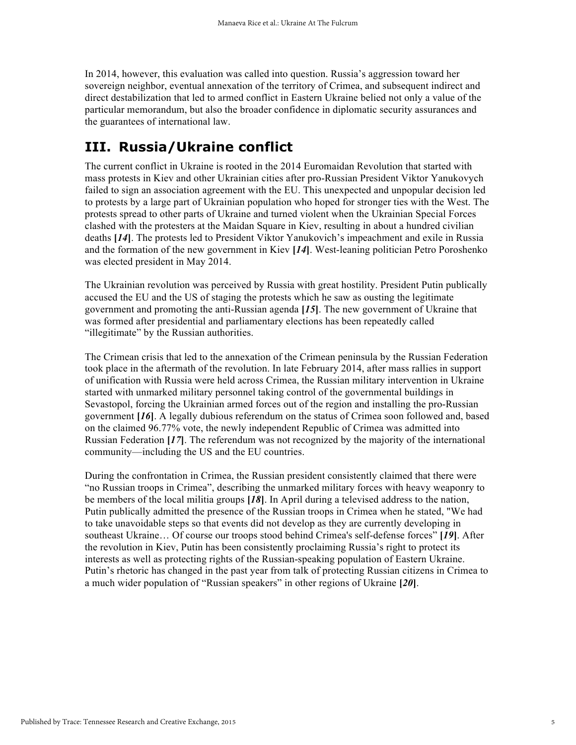In 2014, however, this evaluation was called into question. Russia's aggression toward her sovereign neighbor, eventual annexation of the territory of Crimea, and subsequent indirect and direct destabilization that led to armed conflict in Eastern Ukraine belied not only a value of the particular memorandum, but also the broader confidence in diplomatic security assurances and the guarantees of international law.

## III. Russia/Ukraine conflict

The current conflict in Ukraine is rooted in the 2014 Euromaidan Revolution that started with mass protests in Kiev and other Ukrainian cities after pro-Russian President Viktor Yanukovych failed to sign an association agreement with the EU. This unexpected and unpopular decision led to protests by a large part of Ukrainian population who hoped for stronger ties with the West. The protests spread to other parts of Ukraine and turned violent when the Ukrainian Special Forces clashed with the protesters at the Maidan Square in Kiev, resulting in about a hundred civilian deaths **[*14*]**. The protests led to President Viktor Yanukovich's impeachment and exile in Russia and the formation of the new government in Kiev **[*14*]**. West-leaning politician Petro Poroshenko was elected president in May 2014.

The Ukrainian revolution was perceived by Russia with great hostility. President Putin publically accused the EU and the US of staging the protests which he saw as ousting the legitimate government and promoting the anti-Russian agenda **[*15*]**. The new government of Ukraine that was formed after presidential and parliamentary elections has been repeatedly called "illegitimate" by the Russian authorities.

The Crimean crisis that led to the annexation of the Crimean peninsula by the Russian Federation took place in the aftermath of the revolution. In late February 2014, after mass rallies in support of unification with Russia were held across Crimea, the Russian military intervention in Ukraine started with unmarked military personnel taking control of the governmental buildings in Sevastopol, forcing the Ukrainian armed forces out of the region and installing the pro-Russian government **[*16*]**. A legally dubious referendum on the status of Crimea soon followed and, based on the claimed 96.77% vote, the newly independent Republic of Crimea was admitted into Russian Federation **[*17*]**. The referendum was not recognized by the majority of the international community—including the US and the EU countries.

During the confrontation in Crimea, the Russian president consistently claimed that there were "no Russian troops in Crimea", describing the unmarked military forces with heavy weaponry to be members of the local militia groups **[*18*]**. In April during a televised address to the nation, Putin publically admitted the presence of the Russian troops in Crimea when he stated, "We had to take unavoidable steps so that events did not develop as they are currently developing in southeast Ukraine… Of course our troops stood behind Crimea's self-defense forces" **[*19*]**. After the revolution in Kiev, Putin has been consistently proclaiming Russia's right to protect its interests as well as protecting rights of the Russian-speaking population of Eastern Ukraine. Putin's rhetoric has changed in the past year from talk of protecting Russian citizens in Crimea to a much wider population of "Russian speakers" in other regions of Ukraine **[*20*]**.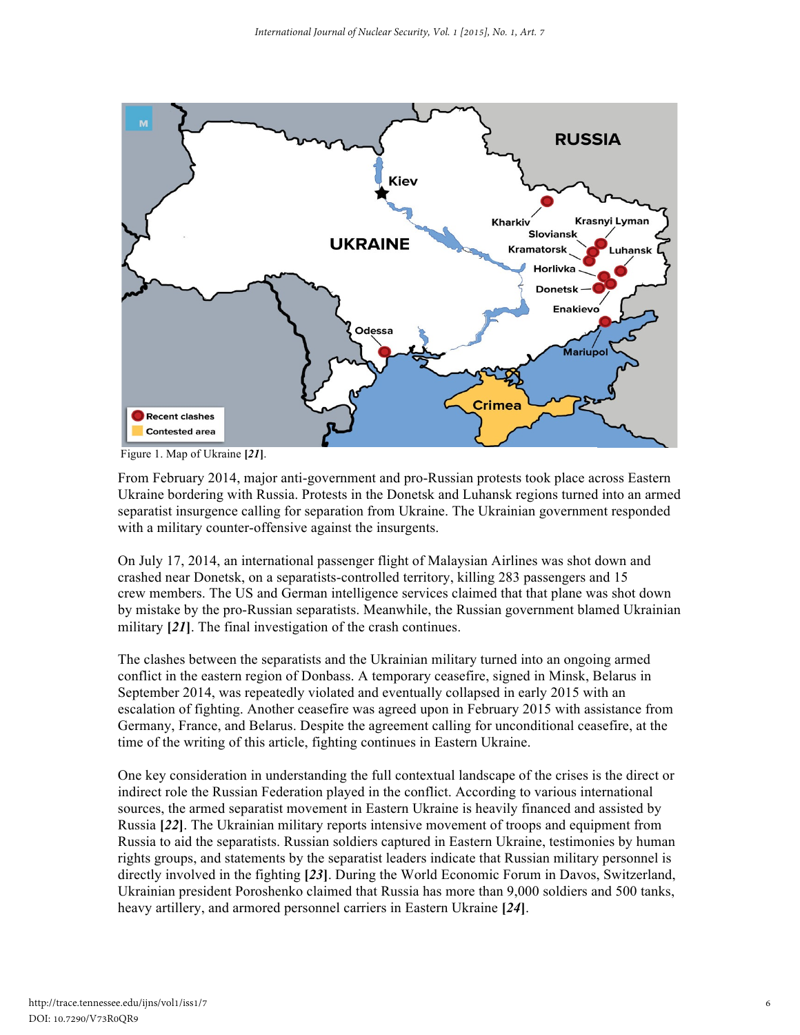Figure 1. Map of Ukraine **[*21*]**.

From February 2014, major anti-government and pro-Russian protests took place across Eastern Ukraine bordering with Russia. Protests in the Donetsk and Luhansk regions turned into an armed separatist insurgence calling for separation from Ukraine. The Ukrainian government responded with a military counter-offensive against the insurgents.

On July 17, 2014, an international passenger flight of Malaysian Airlines was shot down and crashed near Donetsk, on a separatists-controlled territory, killing 283 passengers and 15 crew members. The US and German intelligence services claimed that that plane was shot down by mistake by the pro-Russian separatists. Meanwhile, the Russian government blamed Ukrainian military **[*21*]**. The final investigation of the crash continues.

The clashes between the separatists and the Ukrainian military turned into an ongoing armed conflict in the eastern region of Donbass. A temporary ceasefire, signed in Minsk, Belarus in September 2014, was repeatedly violated and eventually collapsed in early 2015 with an escalation of fighting. Another ceasefire was agreed upon in February 2015 with assistance from Germany, France, and Belarus. Despite the agreement calling for unconditional ceasefire, at the time of the writing of this article, fighting continues in Eastern Ukraine.

One key consideration in understanding the full contextual landscape of the crises is the direct or indirect role the Russian Federation played in the conflict. According to various international sources, the armed separatist movement in Eastern Ukraine is heavily financed and assisted by Russia **[*22*]**. The Ukrainian military reports intensive movement of troops and equipment from Russia to aid the separatists. Russian soldiers captured in Eastern Ukraine, testimonies by human rights groups, and statements by the separatist leaders indicate that Russian military personnel is directly involved in the fighting **[*23*]**. During the World Economic Forum in Davos, Switzerland, Ukrainian president Poroshenko claimed that Russia has more than 9,000 soldiers and 500 tanks, heavy artillery, and armored personnel carriers in Eastern Ukraine **[*24*]**.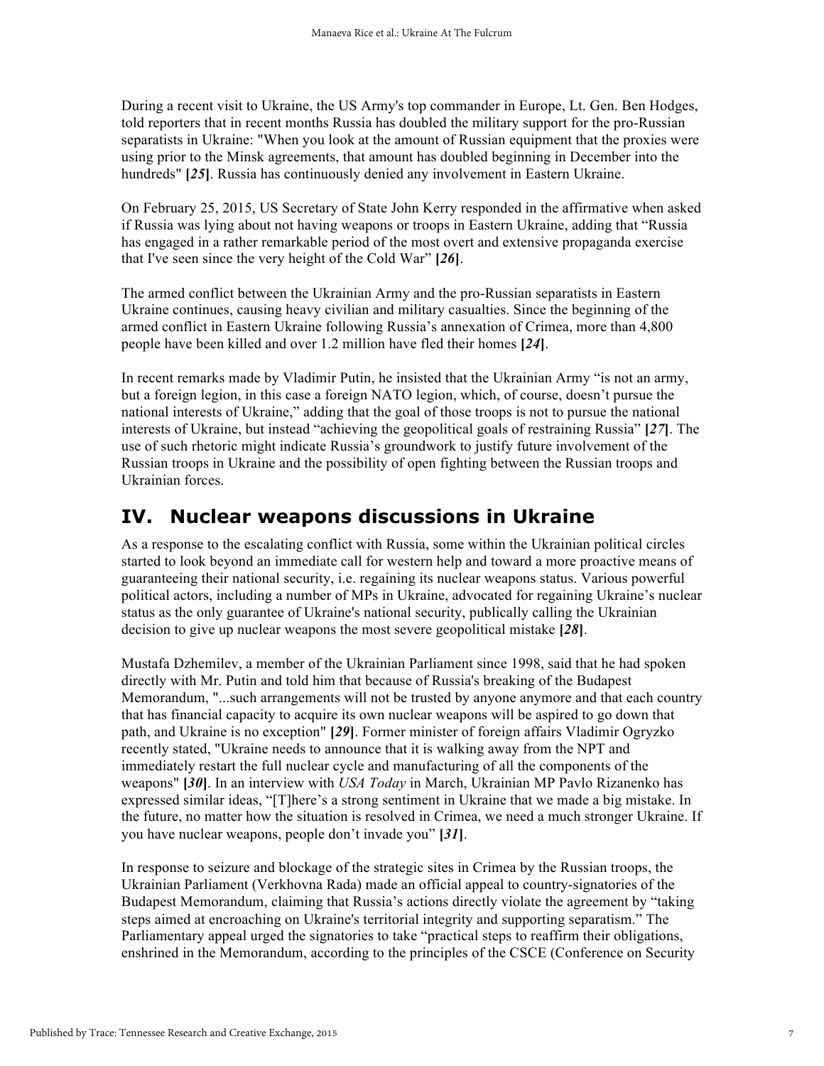During a recent visit to Ukraine, the US Army's top commander in Europe, Lt. Gen. Ben Hodges, told reporters that in recent months Russia has doubled the military support for the pro-Russian separatists in Ukraine: "When you look at the amount of Russian equipment that the proxies were using prior to the Minsk agreements, that amount has doubled beginning in December into the hundreds" **[*25*]**. Russia has continuously denied any involvement in Eastern Ukraine.

On February 25, 2015, US Secretary of State John Kerry responded in the affirmative when asked if Russia was lying about not having weapons or troops in Eastern Ukraine, adding that "Russia has engaged in a rather remarkable period of the most overt and extensive propaganda exercise that I've seen since the very height of the Cold War" **[*26*]**.

The armed conflict between the Ukrainian Army and the pro-Russian separatists in Eastern Ukraine continues, causing heavy civilian and military casualties. Since the beginning of the armed conflict in Eastern Ukraine following Russia's annexation of Crimea, more than 4,800 people have been killed and over 1.2 million have fled their homes **[*24*]**.

In recent remarks made by Vladimir Putin, he insisted that the Ukrainian Army "is not an army, but a foreign legion, in this case a foreign NATO legion, which, of course, doesn't pursue the national interests of Ukraine," adding that the goal of those troops is not to pursue the national interests of Ukraine, but instead "achieving the geopolitical goals of restraining Russia" **[*27*]**. The use of such rhetoric might indicate Russia's groundwork to justify future involvement of the Russian troops in Ukraine and the possibility of open fighting between the Russian troops and Ukrainian forces.

## IV. Nuclear weapons discussions in Ukraine

As a response to the escalating conflict with Russia, some within the Ukrainian political circles started to look beyond an immediate call for western help and toward a more proactive means of guaranteeing their national security, i.e. regaining its nuclear weapons status. Various powerful political actors, including a number of MPs in Ukraine, advocated for regaining Ukraine's nuclear status as the only guarantee of Ukraine's national security, publically calling the Ukrainian decision to give up nuclear weapons the most severe geopolitical mistake **[*28*]**.

Mustafa Dzhemilev, a member of the Ukrainian Parliament since 1998, said that he had spoken directly with Mr. Putin and told him that because of Russia's breaking of the Budapest Memorandum, "...such arrangements will not be trusted by anyone anymore and that each country that has financial capacity to acquire its own nuclear weapons will be aspired to go down that path, and Ukraine is no exception" **[*29*]**. Former minister of foreign affairs Vladimir Ogryzko recently stated, "Ukraine needs to announce that it is walking away from the NPT and immediately restart the full nuclear cycle and manufacturing of all the components of the weapons" **[*30*]**. In an interview with *USA Today* in March, Ukrainian MP Pavlo Rizanenko has expressed similar ideas, "[T]here's a strong sentiment in Ukraine that we made a big mistake. In the future, no matter how the situation is resolved in Crimea, we need a much stronger Ukraine. If you have nuclear weapons, people don't invade you" **[*31*]**.

In response to seizure and blockage of the strategic sites in Crimea by the Russian troops, the Ukrainian Parliament (Verkhovna Rada) made an official appeal to country-signatories of the Budapest Memorandum, claiming that Russia's actions directly violate the agreement by "taking steps aimed at encroaching on Ukraine's territorial integrity and supporting separatism." The Parliamentary appeal urged the signatories to take "practical steps to reaffirm their obligations, enshrined in the Memorandum, according to the principles of the CSCE (Conference on Security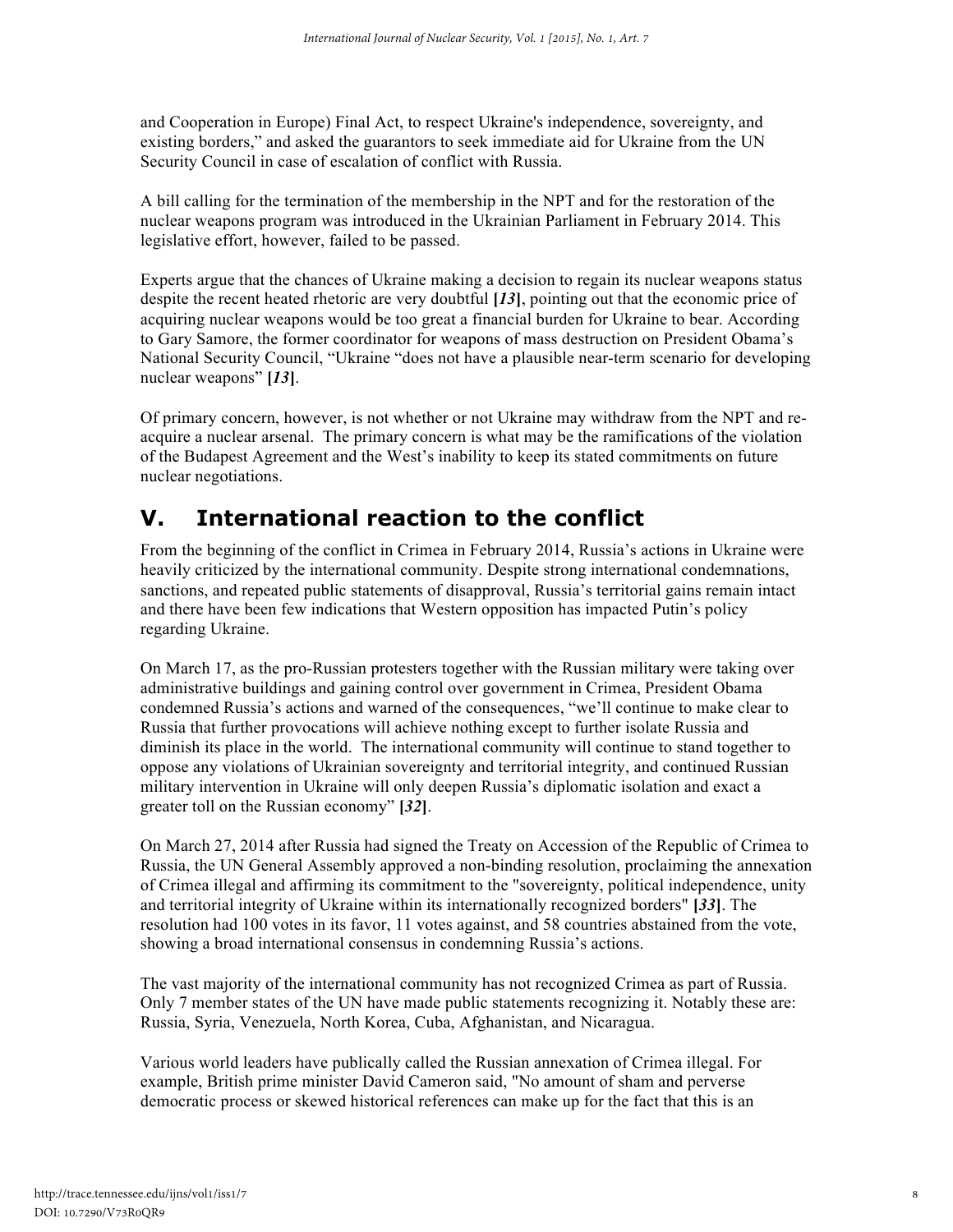and Cooperation in Europe) Final Act, to respect Ukraine's independence, sovereignty, and existing borders," and asked the guarantors to seek immediate aid for Ukraine from the UN Security Council in case of escalation of conflict with Russia.

A bill calling for the termination of the membership in the NPT and for the restoration of the nuclear weapons program was introduced in the Ukrainian Parliament in February 2014. This legislative effort, however, failed to be passed.

Experts argue that the chances of Ukraine making a decision to regain its nuclear weapons status despite the recent heated rhetoric are very doubtful **[*13*]**, pointing out that the economic price of acquiring nuclear weapons would be too great a financial burden for Ukraine to bear. According to Gary Samore, the former coordinator for weapons of mass destruction on President Obama's National Security Council, "Ukraine "does not have a plausible near-term scenario for developing nuclear weapons" **[*13*]**.

Of primary concern, however, is not whether or not Ukraine may withdraw from the NPT and re-acquire a nuclear arsenal. The primary concern is what may be the ramifications of the violation of the Budapest Agreement and the West's inability to keep its stated commitments on future nuclear negotiations.

## V. International reaction to the conflict

From the beginning of the conflict in Crimea in February 2014, Russia's actions in Ukraine were heavily criticized by the international community. Despite strong international condemnations, sanctions, and repeated public statements of disapproval, Russia's territorial gains remain intact and there have been few indications that Western opposition has impacted Putin's policy regarding Ukraine.

On March 17, as the pro-Russian protesters together with the Russian military were taking over administrative buildings and gaining control over government in Crimea, President Obama condemned Russia's actions and warned of the consequences, "we'll continue to make clear to Russia that further provocations will achieve nothing except to further isolate Russia and diminish its place in the world. The international community will continue to stand together to oppose any violations of Ukrainian sovereignty and territorial integrity, and continued Russian military intervention in Ukraine will only deepen Russia's diplomatic isolation and exact a greater toll on the Russian economy" **[*32*]**.

On March 27, 2014 after Russia had signed the Treaty on Accession of the Republic of Crimea to Russia, the UN General Assembly approved a non-binding resolution, proclaiming the annexation of Crimea illegal and affirming its commitment to the "sovereignty, political independence, unity and territorial integrity of Ukraine within its internationally recognized borders" **[*33*]**. The resolution had 100 votes in its favor, 11 votes against, and 58 countries abstained from the vote, showing a broad international consensus in condemning Russia's actions.

The vast majority of the international community has not recognized Crimea as part of Russia. Only 7 member states of the UN have made public statements recognizing it. Notably these are: Russia, Syria, Venezuela, North Korea, Cuba, Afghanistan, and Nicaragua.

Various world leaders have publically called the Russian annexation of Crimea illegal. For example, British prime minister David Cameron said, "No amount of sham and perverse democratic process or skewed historical references can make up for the fact that this is an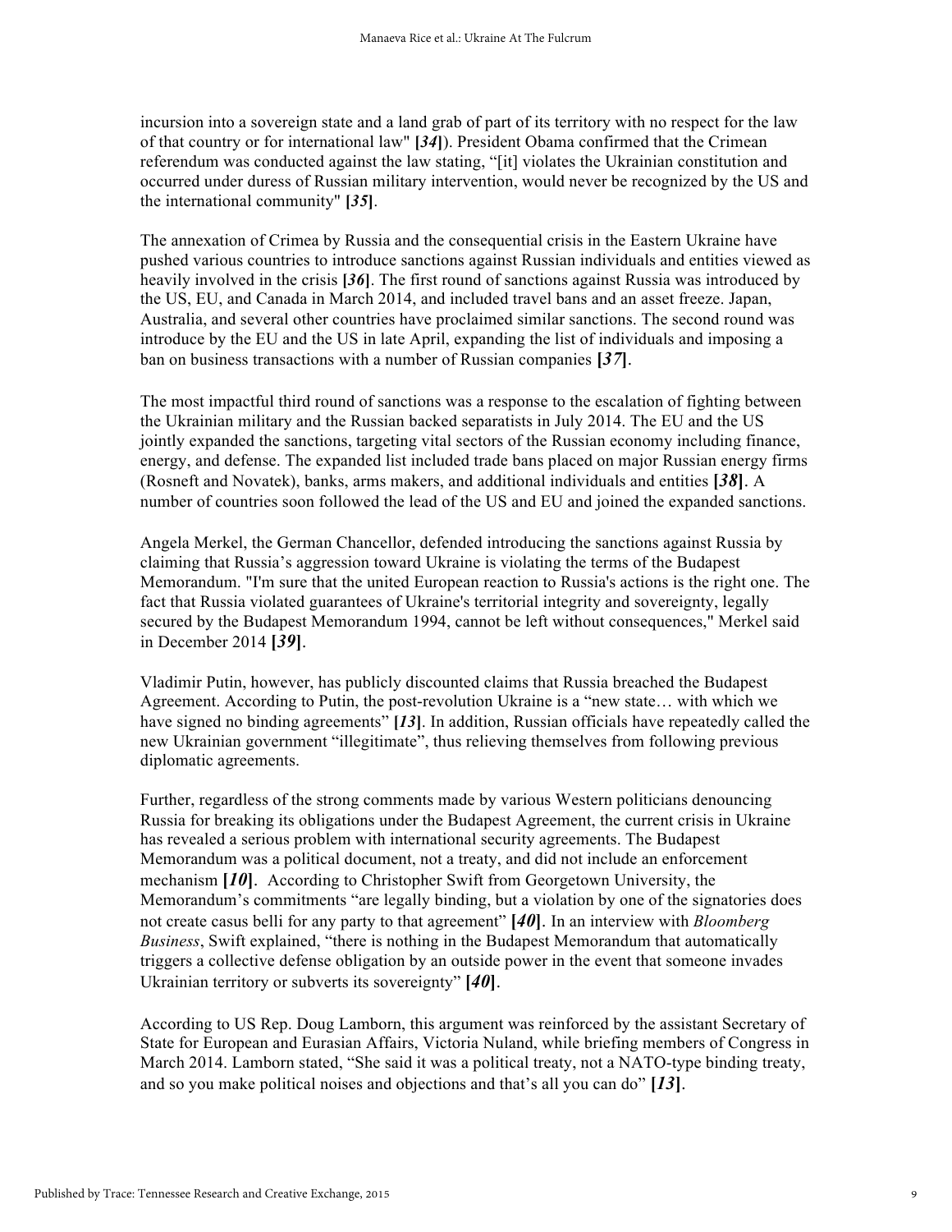incursion into a sovereign state and a land grab of part of its territory with no respect for the law of that country or for international law" [*34*]). President Obama confirmed that the Crimean referendum was conducted against the law stating, "[it] violates the Ukrainian constitution and occurred under duress of Russian military intervention, would never be recognized by the US and the international community" [*35*].

The annexation of Crimea by Russia and the consequential crisis in the Eastern Ukraine have pushed various countries to introduce sanctions against Russian individuals and entities viewed as heavily involved in the crisis [*36*]. The first round of sanctions against Russia was introduced by the US, EU, and Canada in March 2014, and included travel bans and an asset freeze. Japan, Australia, and several other countries have proclaimed similar sanctions. The second round was introduce by the EU and the US in late April, expanding the list of individuals and imposing a ban on business transactions with a number of Russian companies [*37*].

The most impactful third round of sanctions was a response to the escalation of fighting between the Ukrainian military and the Russian backed separatists in July 2014. The EU and the US jointly expanded the sanctions, targeting vital sectors of the Russian economy including finance, energy, and defense. The expanded list included trade bans placed on major Russian energy firms (Rosneft and Novatek), banks, arms makers, and additional individuals and entities [*38*]. A number of countries soon followed the lead of the US and EU and joined the expanded sanctions.

Angela Merkel, the German Chancellor, defended introducing the sanctions against Russia by claiming that Russia's aggression toward Ukraine is violating the terms of the Budapest Memorandum. "I'm sure that the united European reaction to Russia's actions is the right one. The fact that Russia violated guarantees of Ukraine's territorial integrity and sovereignty, legally secured by the Budapest Memorandum 1994, cannot be left without consequences," Merkel said in December 2014 [*39*].

Vladimir Putin, however, has publicly discounted claims that Russia breached the Budapest Agreement. According to Putin, the post-revolution Ukraine is a "new state… with which we have signed no binding agreements" [*13*]. In addition, Russian officials have repeatedly called the new Ukrainian government "illegitimate", thus relieving themselves from following previous diplomatic agreements.

Further, regardless of the strong comments made by various Western politicians denouncing Russia for breaking its obligations under the Budapest Agreement, the current crisis in Ukraine has revealed a serious problem with international security agreements. The Budapest Memorandum was a political document, not a treaty, and did not include an enforcement mechanism [*10*]. According to Christopher Swift from Georgetown University, the Memorandum's commitments "are legally binding, but a violation by one of the signatories does not create casus belli for any party to that agreement" [*40*]. In an interview with *Bloomberg Business*, Swift explained, "there is nothing in the Budapest Memorandum that automatically triggers a collective defense obligation by an outside power in the event that someone invades Ukrainian territory or subverts its sovereignty" [*40*].

According to US Rep. Doug Lamborn, this argument was reinforced by the assistant Secretary of State for European and Eurasian Affairs, Victoria Nuland, while briefing members of Congress in March 2014. Lamborn stated, "She said it was a political treaty, not a NATO-type binding treaty, and so you make political noises and objections and that's all you can do" [*13*].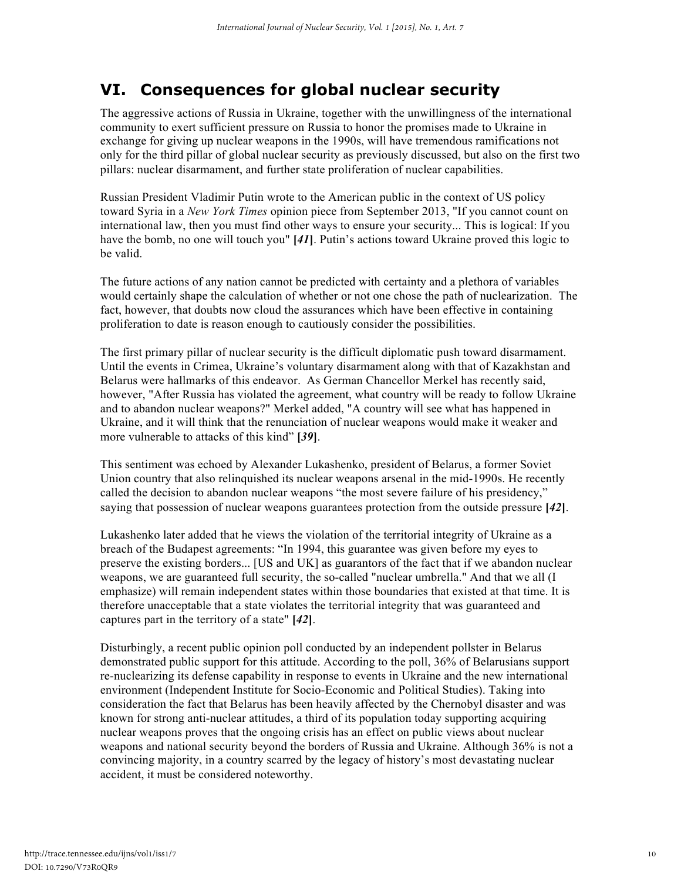## VI. Consequences for global nuclear security

The aggressive actions of Russia in Ukraine, together with the unwillingness of the international community to exert sufficient pressure on Russia to honor the promises made to Ukraine in exchange for giving up nuclear weapons in the 1990s, will have tremendous ramifications not only for the third pillar of global nuclear security as previously discussed, but also on the first two pillars: nuclear disarmament, and further state proliferation of nuclear capabilities.

Russian President Vladimir Putin wrote to the American public in the context of US policy toward Syria in a *New York Times* opinion piece from September 2013, "If you cannot count on international law, then you must find other ways to ensure your security... This is logical: If you have the bomb, no one will touch you" **[*41*]**. Putin's actions toward Ukraine proved this logic to be valid.

The future actions of any nation cannot be predicted with certainty and a plethora of variables would certainly shape the calculation of whether or not one chose the path of nuclearization. The fact, however, that doubts now cloud the assurances which have been effective in containing proliferation to date is reason enough to cautiously consider the possibilities.

The first primary pillar of nuclear security is the difficult diplomatic push toward disarmament. Until the events in Crimea, Ukraine's voluntary disarmament along with that of Kazakhstan and Belarus were hallmarks of this endeavor. As German Chancellor Merkel has recently said, however, "After Russia has violated the agreement, what country will be ready to follow Ukraine and to abandon nuclear weapons?" Merkel added, "A country will see what has happened in Ukraine, and it will think that the renunciation of nuclear weapons would make it weaker and more vulnerable to attacks of this kind" **[*39*]**.

This sentiment was echoed by Alexander Lukashenko, president of Belarus, a former Soviet Union country that also relinquished its nuclear weapons arsenal in the mid-1990s. He recently called the decision to abandon nuclear weapons "the most severe failure of his presidency," saying that possession of nuclear weapons guarantees protection from the outside pressure **[*42*]**.

Lukashenko later added that he views the violation of the territorial integrity of Ukraine as a breach of the Budapest agreements: "In 1994, this guarantee was given before my eyes to preserve the existing borders... [US and UK] as guarantors of the fact that if we abandon nuclear weapons, we are guaranteed full security, the so-called "nuclear umbrella." And that we all (I emphasize) will remain independent states within those boundaries that existed at that time. It is therefore unacceptable that a state violates the territorial integrity that was guaranteed and captures part in the territory of a state" **[*42*]**.

Disturbingly, a recent public opinion poll conducted by an independent pollster in Belarus demonstrated public support for this attitude. According to the poll, 36% of Belarusians support re-nuclearizing its defense capability in response to events in Ukraine and the new international environment (Independent Institute for Socio-Economic and Political Studies). Taking into consideration the fact that Belarus has been heavily affected by the Chernobyl disaster and was known for strong anti-nuclear attitudes, a third of its population today supporting acquiring nuclear weapons proves that the ongoing crisis has an effect on public views about nuclear weapons and national security beyond the borders of Russia and Ukraine. Although 36% is not a convincing majority, in a country scarred by the legacy of history's most devastating nuclear accident, it must be considered noteworthy.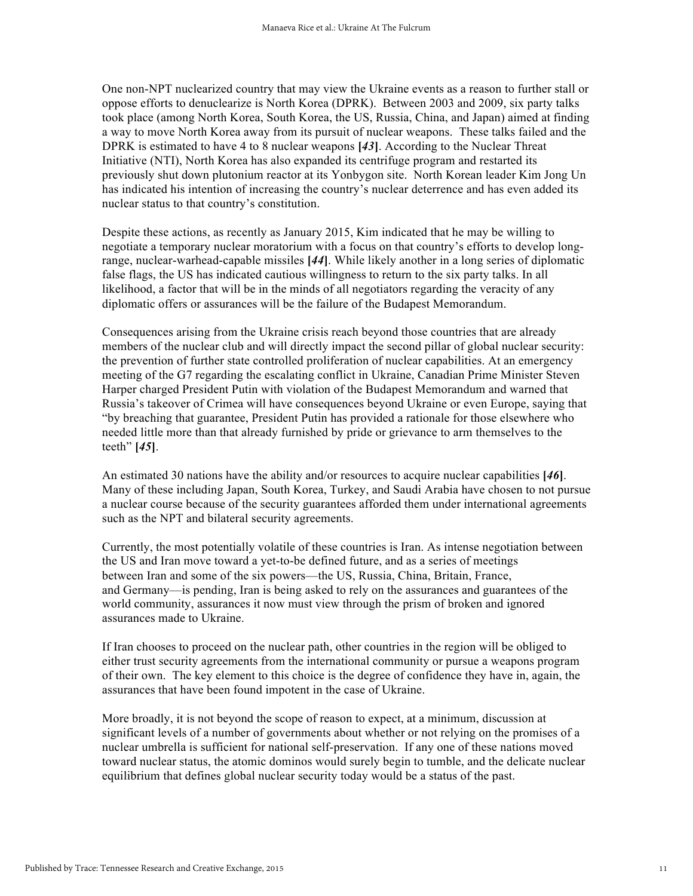One non-NPT nuclearized country that may view the Ukraine events as a reason to further stall or oppose efforts to denuclearize is North Korea (DPRK). Between 2003 and 2009, six party talks took place (among North Korea, South Korea, the US, Russia, China, and Japan) aimed at finding a way to move North Korea away from its pursuit of nuclear weapons. These talks failed and the DPRK is estimated to have 4 to 8 nuclear weapons **[*43*]**. According to the Nuclear Threat Initiative (NTI), North Korea has also expanded its centrifuge program and restarted its previously shut down plutonium reactor at its Yonbygon site. North Korean leader Kim Jong Un has indicated his intention of increasing the country's nuclear deterrence and has even added its nuclear status to that country's constitution.

Despite these actions, as recently as January 2015, Kim indicated that he may be willing to negotiate a temporary nuclear moratorium with a focus on that country's efforts to develop long-range, nuclear-warhead-capable missiles **[*44*]**. While likely another in a long series of diplomatic false flags, the US has indicated cautious willingness to return to the six party talks. In all likelihood, a factor that will be in the minds of all negotiators regarding the veracity of any diplomatic offers or assurances will be the failure of the Budapest Memorandum.

Consequences arising from the Ukraine crisis reach beyond those countries that are already members of the nuclear club and will directly impact the second pillar of global nuclear security: the prevention of further state controlled proliferation of nuclear capabilities. At an emergency meeting of the G7 regarding the escalating conflict in Ukraine, Canadian Prime Minister Steven Harper charged President Putin with violation of the Budapest Memorandum and warned that Russia's takeover of Crimea will have consequences beyond Ukraine or even Europe, saying that "by breaching that guarantee, President Putin has provided a rationale for those elsewhere who needed little more than that already furnished by pride or grievance to arm themselves to the teeth" **[*45*]**.

An estimated 30 nations have the ability and/or resources to acquire nuclear capabilities **[*46*]**. Many of these including Japan, South Korea, Turkey, and Saudi Arabia have chosen to not pursue a nuclear course because of the security guarantees afforded them under international agreements such as the NPT and bilateral security agreements.

Currently, the most potentially volatile of these countries is Iran. As intense negotiation between the US and Iran move toward a yet-to-be defined future, and as a series of meetings between Iran and some of the six powers—the US, Russia, China, Britain, France, and Germany—is pending, Iran is being asked to rely on the assurances and guarantees of the world community, assurances it now must view through the prism of broken and ignored assurances made to Ukraine.

If Iran chooses to proceed on the nuclear path, other countries in the region will be obliged to either trust security agreements from the international community or pursue a weapons program of their own. The key element to this choice is the degree of confidence they have in, again, the assurances that have been found impotent in the case of Ukraine.

More broadly, it is not beyond the scope of reason to expect, at a minimum, discussion at significant levels of a number of governments about whether or not relying on the promises of a nuclear umbrella is sufficient for national self-preservation. If any one of these nations moved toward nuclear status, the atomic dominos would surely begin to tumble, and the delicate nuclear equilibrium that defines global nuclear security today would be a status of the past.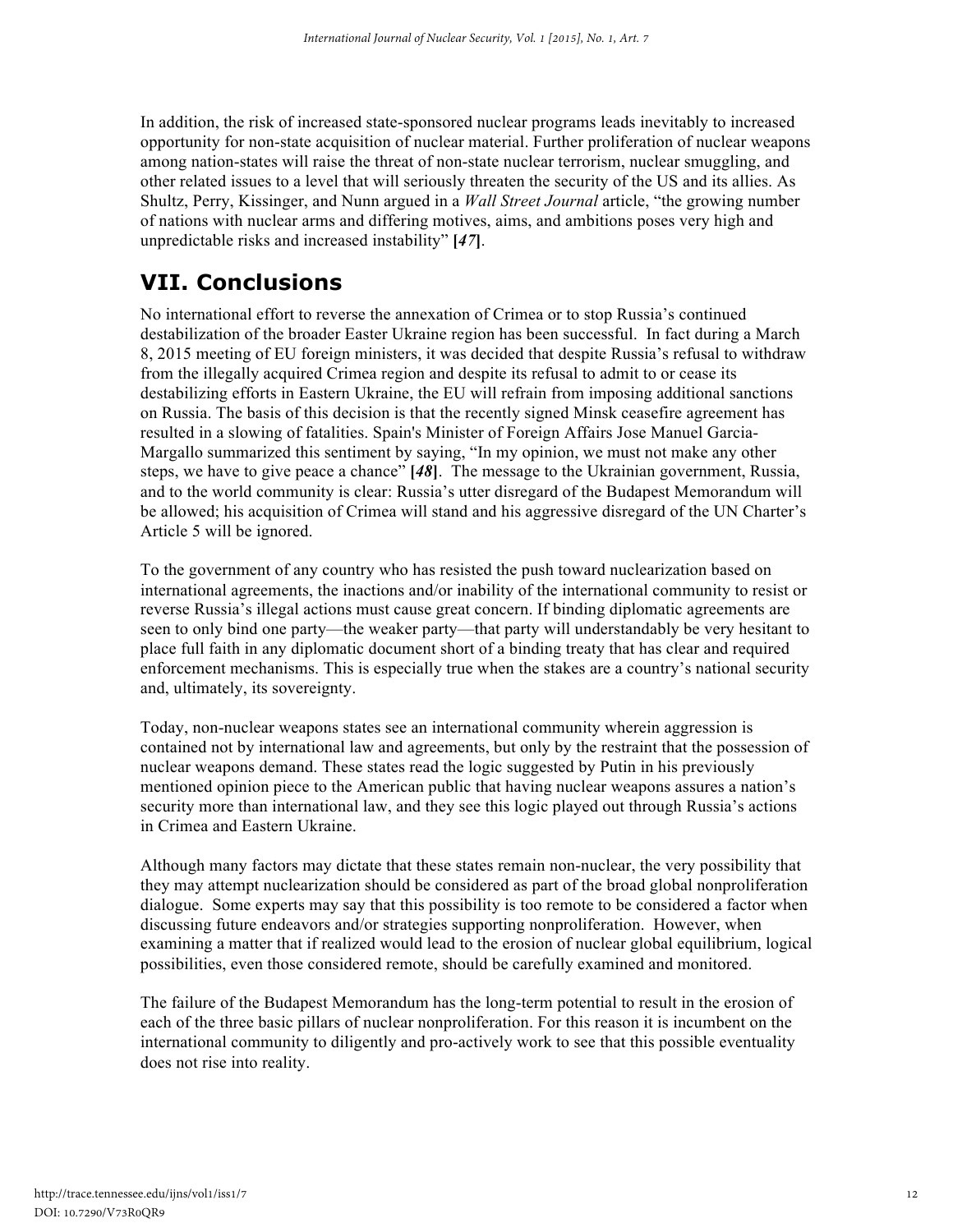In addition, the risk of increased state-sponsored nuclear programs leads inevitably to increased opportunity for non-state acquisition of nuclear material. Further proliferation of nuclear weapons among nation-states will raise the threat of non-state nuclear terrorism, nuclear smuggling, and other related issues to a level that will seriously threaten the security of the US and its allies. As Shultz, Perry, Kissinger, and Nunn argued in a *Wall Street Journal* article, "the growing number of nations with nuclear arms and differing motives, aims, and ambitions poses very high and unpredictable risks and increased instability" **[*47*]**.

## VII. Conclusions

No international effort to reverse the annexation of Crimea or to stop Russia's continued destabilization of the broader Easter Ukraine region has been successful. In fact during a March 8, 2015 meeting of EU foreign ministers, it was decided that despite Russia's refusal to withdraw from the illegally acquired Crimea region and despite its refusal to admit to or cease its destabilizing efforts in Eastern Ukraine, the EU will refrain from imposing additional sanctions on Russia. The basis of this decision is that the recently signed Minsk ceasefire agreement has resulted in a slowing of fatalities. Spain's Minister of Foreign Affairs Jose Manuel Garcia-Margallo summarized this sentiment by saying, "In my opinion, we must not make any other steps, we have to give peace a chance" **[*48*]**. The message to the Ukrainian government, Russia, and to the world community is clear: Russia's utter disregard of the Budapest Memorandum will be allowed; his acquisition of Crimea will stand and his aggressive disregard of the UN Charter's Article 5 will be ignored.

To the government of any country who has resisted the push toward nuclearization based on international agreements, the inactions and/or inability of the international community to resist or reverse Russia's illegal actions must cause great concern. If binding diplomatic agreements are seen to only bind one party—the weaker party—that party will understandably be very hesitant to place full faith in any diplomatic document short of a binding treaty that has clear and required enforcement mechanisms. This is especially true when the stakes are a country's national security and, ultimately, its sovereignty.

Today, non-nuclear weapons states see an international community wherein aggression is contained not by international law and agreements, but only by the restraint that the possession of nuclear weapons demand. These states read the logic suggested by Putin in his previously mentioned opinion piece to the American public that having nuclear weapons assures a nation's security more than international law, and they see this logic played out through Russia's actions in Crimea and Eastern Ukraine.

Although many factors may dictate that these states remain non-nuclear, the very possibility that they may attempt nuclearization should be considered as part of the broad global nonproliferation dialogue. Some experts may say that this possibility is too remote to be considered a factor when discussing future endeavors and/or strategies supporting nonproliferation. However, when examining a matter that if realized would lead to the erosion of nuclear global equilibrium, logical possibilities, even those considered remote, should be carefully examined and monitored.

The failure of the Budapest Memorandum has the long-term potential to result in the erosion of each of the three basic pillars of nuclear nonproliferation. For this reason it is incumbent on the international community to diligently and pro-actively work to see that this possible eventuality does not rise into reality.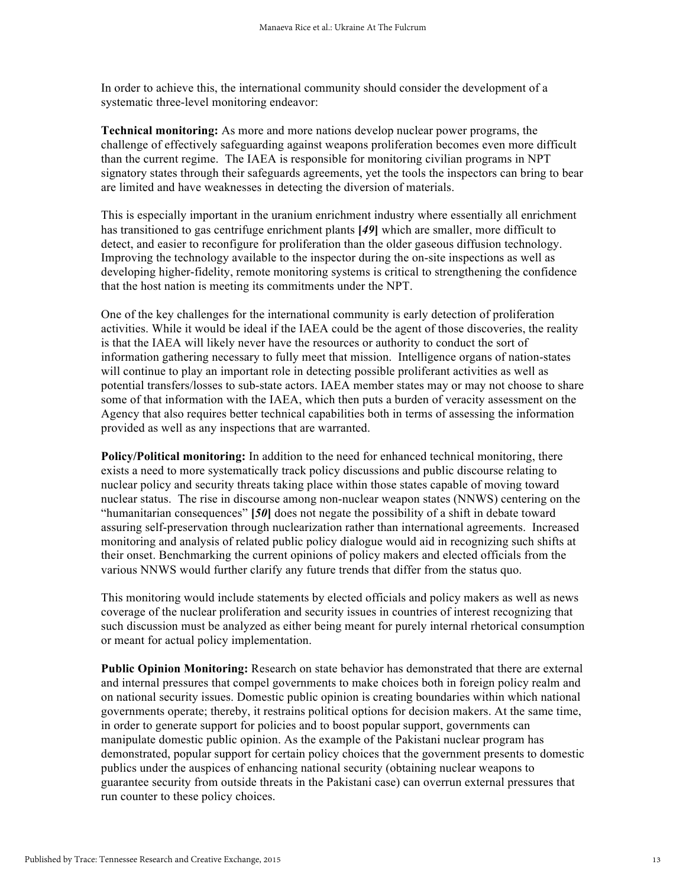In order to achieve this, the international community should consider the development of a systematic three-level monitoring endeavor:

**Technical monitoring:** As more and more nations develop nuclear power programs, the challenge of effectively safeguarding against weapons proliferation becomes even more difficult than the current regime. The IAEA is responsible for monitoring civilian programs in NPT signatory states through their safeguards agreements, yet the tools the inspectors can bring to bear are limited and have weaknesses in detecting the diversion of materials.

This is especially important in the uranium enrichment industry where essentially all enrichment has transitioned to gas centrifuge enrichment plants **[*49*]** which are smaller, more difficult to detect, and easier to reconfigure for proliferation than the older gaseous diffusion technology. Improving the technology available to the inspector during the on-site inspections as well as developing higher-fidelity, remote monitoring systems is critical to strengthening the confidence that the host nation is meeting its commitments under the NPT.

One of the key challenges for the international community is early detection of proliferation activities. While it would be ideal if the IAEA could be the agent of those discoveries, the reality is that the IAEA will likely never have the resources or authority to conduct the sort of information gathering necessary to fully meet that mission. Intelligence organs of nation-states will continue to play an important role in detecting possible proliferant activities as well as potential transfers/losses to sub-state actors. IAEA member states may or may not choose to share some of that information with the IAEA, which then puts a burden of veracity assessment on the Agency that also requires better technical capabilities both in terms of assessing the information provided as well as any inspections that are warranted.

**Policy/Political monitoring:** In addition to the need for enhanced technical monitoring, there exists a need to more systematically track policy discussions and public discourse relating to nuclear policy and security threats taking place within those states capable of moving toward nuclear status. The rise in discourse among non-nuclear weapon states (NNWS) centering on the "humanitarian consequences" **[*50*]** does not negate the possibility of a shift in debate toward assuring self-preservation through nuclearization rather than international agreements. Increased monitoring and analysis of related public policy dialogue would aid in recognizing such shifts at their onset. Benchmarking the current opinions of policy makers and elected officials from the various NNWS would further clarify any future trends that differ from the status quo.

This monitoring would include statements by elected officials and policy makers as well as news coverage of the nuclear proliferation and security issues in countries of interest recognizing that such discussion must be analyzed as either being meant for purely internal rhetorical consumption or meant for actual policy implementation.

**Public Opinion Monitoring:** Research on state behavior has demonstrated that there are external and internal pressures that compel governments to make choices both in foreign policy realm and on national security issues. Domestic public opinion is creating boundaries within which national governments operate; thereby, it restrains political options for decision makers. At the same time, in order to generate support for policies and to boost popular support, governments can manipulate domestic public opinion. As the example of the Pakistani nuclear program has demonstrated, popular support for certain policy choices that the government presents to domestic publics under the auspices of enhancing national security (obtaining nuclear weapons to guarantee security from outside threats in the Pakistani case) can overrun external pressures that run counter to these policy choices.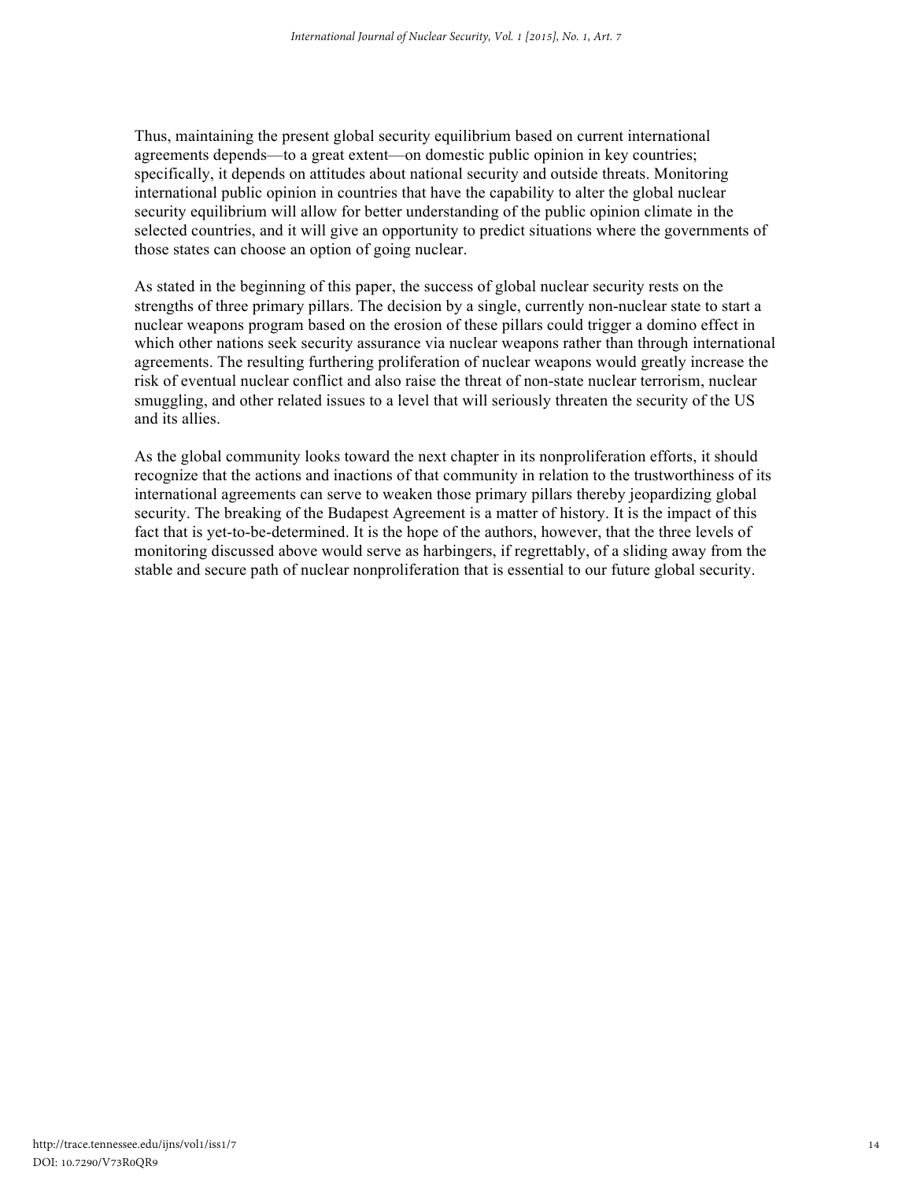Thus, maintaining the present global security equilibrium based on current international agreements depends—to a great extent—on domestic public opinion in key countries; specifically, it depends on attitudes about national security and outside threats. Monitoring international public opinion in countries that have the capability to alter the global nuclear security equilibrium will allow for better understanding of the public opinion climate in the selected countries, and it will give an opportunity to predict situations where the governments of those states can choose an option of going nuclear.

As stated in the beginning of this paper, the success of global nuclear security rests on the strengths of three primary pillars. The decision by a single, currently non-nuclear state to start a nuclear weapons program based on the erosion of these pillars could trigger a domino effect in which other nations seek security assurance via nuclear weapons rather than through international agreements. The resulting furthering proliferation of nuclear weapons would greatly increase the risk of eventual nuclear conflict and also raise the threat of non-state nuclear terrorism, nuclear smuggling, and other related issues to a level that will seriously threaten the security of the US and its allies.

As the global community looks toward the next chapter in its nonproliferation efforts, it should recognize that the actions and inactions of that community in relation to the trustworthiness of its international agreements can serve to weaken those primary pillars thereby jeopardizing global security. The breaking of the Budapest Agreement is a matter of history. It is the impact of this fact that is yet-to-be-determined. It is the hope of the authors, however, that the three levels of monitoring discussed above would serve as harbingers, if regrettably, of a sliding away from the stable and secure path of nuclear nonproliferation that is essential to our future global security.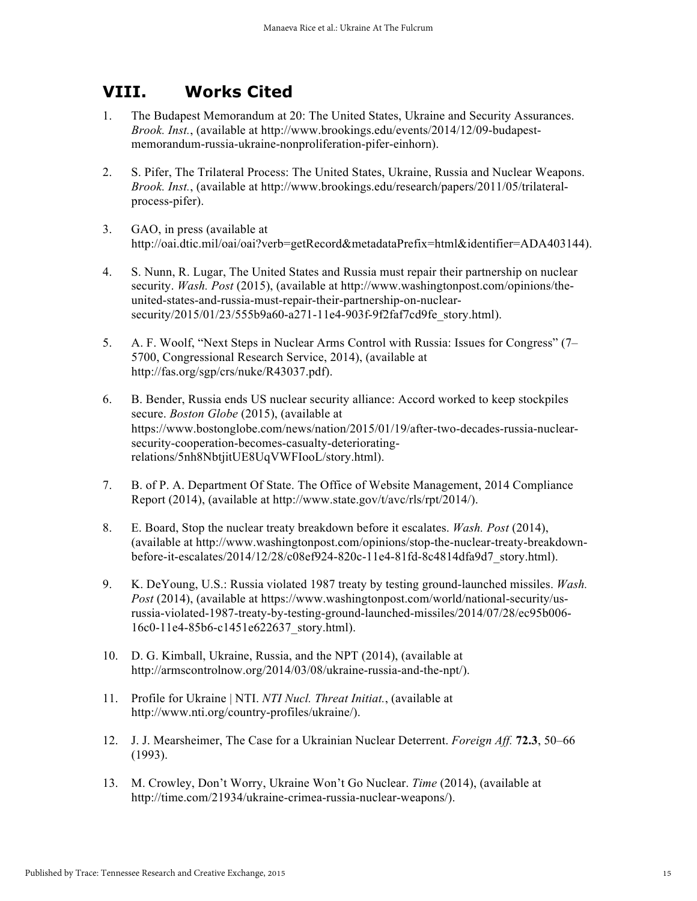## VIII. Works Cited

1. The Budapest Memorandum at 20: The United States, Ukraine and Security Assurances. *Brook. Inst.*, (available at http://www.brookings.edu/events/2014/12/09-budapest-memorandum-russia-ukraine-nonproliferation-pifer-einhorn).

2. S. Pifer, The Trilateral Process: The United States, Ukraine, Russia and Nuclear Weapons. *Brook. Inst.*, (available at http://www.brookings.edu/research/papers/2011/05/trilateral-process-pifer).

3. GAO, in press (available at http://oai.dtic.mil/oai/oai?verb=getRecord&metadataPrefix=html&identifier=ADA403144).

4. S. Nunn, R. Lugar, The United States and Russia must repair their partnership on nuclear security. *Wash. Post* (2015), (available at http://www.washingtonpost.com/opinions/the-united-states-and-russia-must-repair-their-partnership-on-nuclear-security/2015/01/23/555b9a60-a271-11e4-903f-9f2faf7cd9fe_story.html).

5. A. F. Woolf, "Next Steps in Nuclear Arms Control with Russia: Issues for Congress" (7–5700, Congressional Research Service, 2014), (available at http://fas.org/sgp/crs/nuke/R43037.pdf).

6. B. Bender, Russia ends US nuclear security alliance: Accord worked to keep stockpiles secure. *Boston Globe* (2015), (available at https://www.bostonglobe.com/news/nation/2015/01/19/after-two-decades-russia-nuclear-security-cooperation-becomes-casualty-deteriorating-relations/5nh8NbtjitUE8UqVWFIooL/story.html).

7. B. of P. A. Department Of State. The Office of Website Management, 2014 Compliance Report (2014), (available at http://www.state.gov/t/avc/rls/rpt/2014/).

8. E. Board, Stop the nuclear treaty breakdown before it escalates. *Wash. Post* (2014), (available at http://www.washingtonpost.com/opinions/stop-the-nuclear-treaty-breakdown-before-it-escalates/2014/12/28/c08ef924-820c-11e4-81fd-8c4814dfa9d7_story.html).

9. K. DeYoung, U.S.: Russia violated 1987 treaty by testing ground-launched missiles. *Wash. Post* (2014), (available at https://www.washingtonpost.com/world/national-security/us-russia-violated-1987-treaty-by-testing-ground-launched-missiles/2014/07/28/ec95b006-16c0-11e4-85b6-c1451e622637_story.html).

10. D. G. Kimball, Ukraine, Russia, and the NPT (2014), (available at http://armscontrolnow.org/2014/03/08/ukraine-russia-and-the-npt/).

11. Profile for Ukraine | NTI. *NTI Nucl. Threat Initiat.*, (available at http://www.nti.org/country-profiles/ukraine/).

12. J. J. Mearsheimer, The Case for a Ukrainian Nuclear Deterrent. *Foreign Aff.* **72.3**, 50–66 (1993).

13. M. Crowley, Don't Worry, Ukraine Won't Go Nuclear. *Time* (2014), (available at http://time.com/21934/ukraine-crimea-russia-nuclear-weapons/).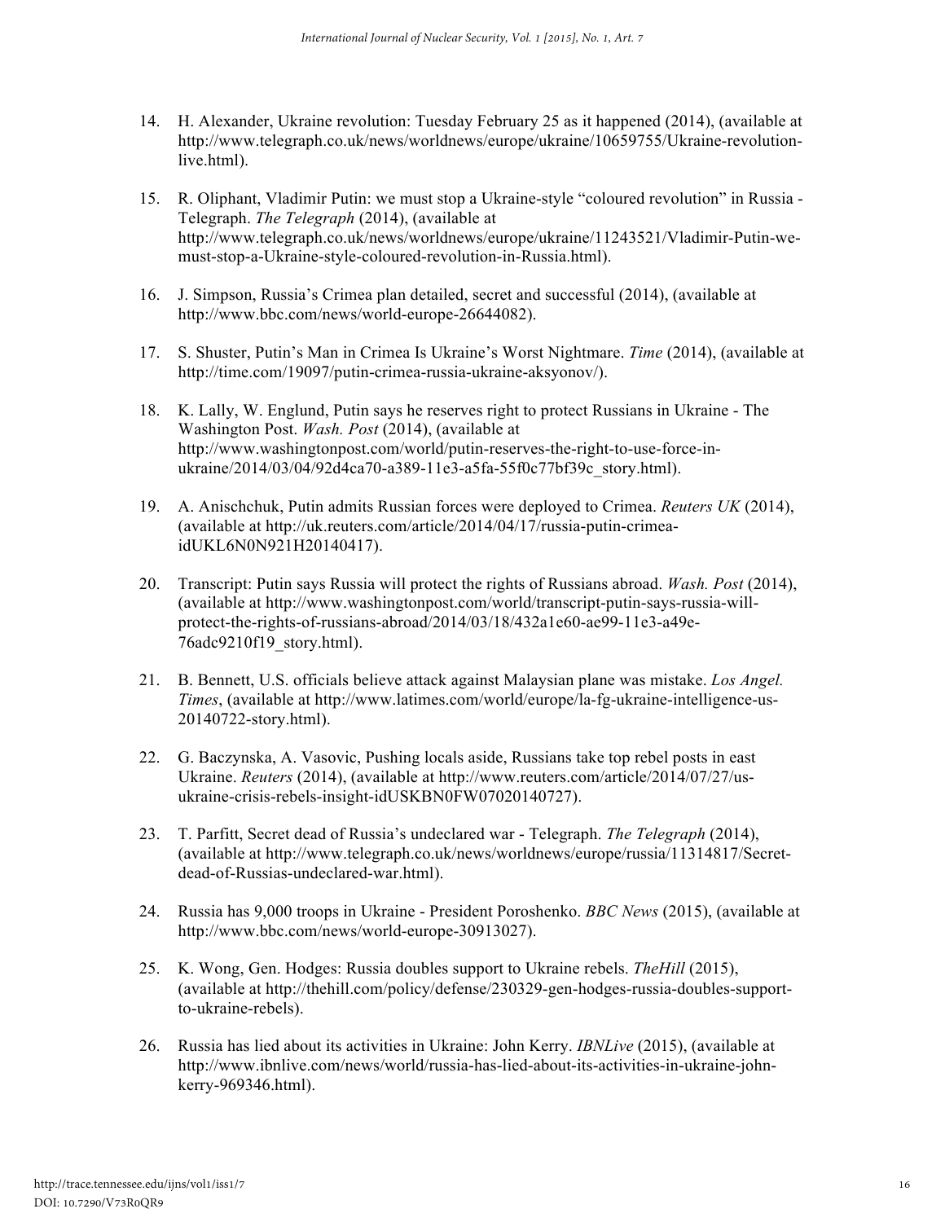14. H. Alexander, Ukraine revolution: Tuesday February 25 as it happened (2014), (available at http://www.telegraph.co.uk/news/worldnews/europe/ukraine/10659755/Ukraine-revolution-live.html).

15. R. Oliphant, Vladimir Putin: we must stop a Ukraine-style "coloured revolution" in Russia - Telegraph. *The Telegraph* (2014), (available at http://www.telegraph.co.uk/news/worldnews/europe/ukraine/11243521/Vladimir-Putin-we-must-stop-a-Ukraine-style-coloured-revolution-in-Russia.html).

16. J. Simpson, Russia's Crimea plan detailed, secret and successful (2014), (available at http://www.bbc.com/news/world-europe-26644082).

17. S. Shuster, Putin's Man in Crimea Is Ukraine's Worst Nightmare. *Time* (2014), (available at http://time.com/19097/putin-crimea-russia-ukraine-aksyonov/).

18. K. Lally, W. Englund, Putin says he reserves right to protect Russians in Ukraine - The Washington Post. *Wash. Post* (2014), (available at http://www.washingtonpost.com/world/putin-reserves-the-right-to-use-force-in-ukraine/2014/03/04/92d4ca70-a389-11e3-a5fa-55f0c77bf39c_story.html).

19. A. Anischchuk, Putin admits Russian forces were deployed to Crimea. *Reuters UK* (2014), (available at http://uk.reuters.com/article/2014/04/17/russia-putin-crimea-idUKL6N0N921H20140417).

20. Transcript: Putin says Russia will protect the rights of Russians abroad. *Wash. Post* (2014), (available at http://www.washingtonpost.com/world/transcript-putin-says-russia-will-protect-the-rights-of-russians-abroad/2014/03/18/432a1e60-ae99-11e3-a49e-76adc9210f19_story.html).

21. B. Bennett, U.S. officials believe attack against Malaysian plane was mistake. *Los Angel. Times*, (available at http://www.latimes.com/world/europe/la-fg-ukraine-intelligence-us-20140722-story.html).

22. G. Baczynska, A. Vasovic, Pushing locals aside, Russians take top rebel posts in east Ukraine. *Reuters* (2014), (available at http://www.reuters.com/article/2014/07/27/us-ukraine-crisis-rebels-insight-idUSKBN0FW07020140727).

23. T. Parfitt, Secret dead of Russia's undeclared war - Telegraph. *The Telegraph* (2014), (available at http://www.telegraph.co.uk/news/worldnews/europe/russia/11314817/Secret-dead-of-Russias-undeclared-war.html).

24. Russia has 9,000 troops in Ukraine - President Poroshenko. *BBC News* (2015), (available at http://www.bbc.com/news/world-europe-30913027).

25. K. Wong, Gen. Hodges: Russia doubles support to Ukraine rebels. *TheHill* (2015), (available at http://thehill.com/policy/defense/230329-gen-hodges-russia-doubles-support-to-ukraine-rebels).

26. Russia has lied about its activities in Ukraine: John Kerry. *IBNLive* (2015), (available at http://www.ibnlive.com/news/world/russia-has-lied-about-its-activities-in-ukraine-john-kerry-969346.html).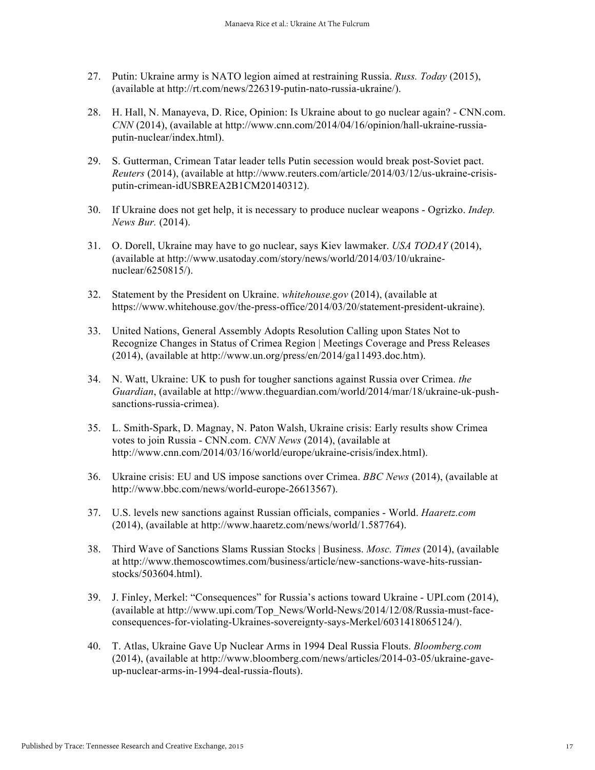27. Putin: Ukraine army is NATO legion aimed at restraining Russia. *Russ. Today* (2015), (available at http://rt.com/news/226319-putin-nato-russia-ukraine/).

28. H. Hall, N. Manayeva, D. Rice, Opinion: Is Ukraine about to go nuclear again? - CNN.com. *CNN* (2014), (available at http://www.cnn.com/2014/04/16/opinion/hall-ukraine-russia-putin-nuclear/index.html).

29. S. Gutterman, Crimean Tatar leader tells Putin secession would break post-Soviet pact. *Reuters* (2014), (available at http://www.reuters.com/article/2014/03/12/us-ukraine-crisis-putin-crimean-idUSBREA2B1CM20140312).

30. If Ukraine does not get help, it is necessary to produce nuclear weapons - Ogrizko. *Indep. News Bur.* (2014).

31. O. Dorell, Ukraine may have to go nuclear, says Kiev lawmaker. *USA TODAY* (2014), (available at http://www.usatoday.com/story/news/world/2014/03/10/ukraine-nuclear/6250815/).

32. Statement by the President on Ukraine. *whitehouse.gov* (2014), (available at https://www.whitehouse.gov/the-press-office/2014/03/20/statement-president-ukraine).

33. United Nations, General Assembly Adopts Resolution Calling upon States Not to Recognize Changes in Status of Crimea Region | Meetings Coverage and Press Releases (2014), (available at http://www.un.org/press/en/2014/ga11493.doc.htm).

34. N. Watt, Ukraine: UK to push for tougher sanctions against Russia over Crimea. *the Guardian*, (available at http://www.theguardian.com/world/2014/mar/18/ukraine-uk-push-sanctions-russia-crimea).

35. L. Smith-Spark, D. Magnay, N. Paton Walsh, Ukraine crisis: Early results show Crimea votes to join Russia - CNN.com. *CNN News* (2014), (available at http://www.cnn.com/2014/03/16/world/europe/ukraine-crisis/index.html).

36. Ukraine crisis: EU and US impose sanctions over Crimea. *BBC News* (2014), (available at http://www.bbc.com/news/world-europe-26613567).

37. U.S. levels new sanctions against Russian officials, companies - World. *Haaretz.com* (2014), (available at http://www.haaretz.com/news/world/1.587764).

38. Third Wave of Sanctions Slams Russian Stocks | Business. *Mosc. Times* (2014), (available at http://www.themoscowtimes.com/business/article/new-sanctions-wave-hits-russian-stocks/503604.html).

39. J. Finley, Merkel: "Consequences" for Russia's actions toward Ukraine - UPI.com (2014), (available at http://www.upi.com/Top_News/World-News/2014/12/08/Russia-must-face-consequences-for-violating-Ukraines-sovereignty-says-Merkel/6031418065124/).

40. T. Atlas, Ukraine Gave Up Nuclear Arms in 1994 Deal Russia Flouts. *Bloomberg.com* (2014), (available at http://www.bloomberg.com/news/articles/2014-03-05/ukraine-gave-up-nuclear-arms-in-1994-deal-russia-flouts).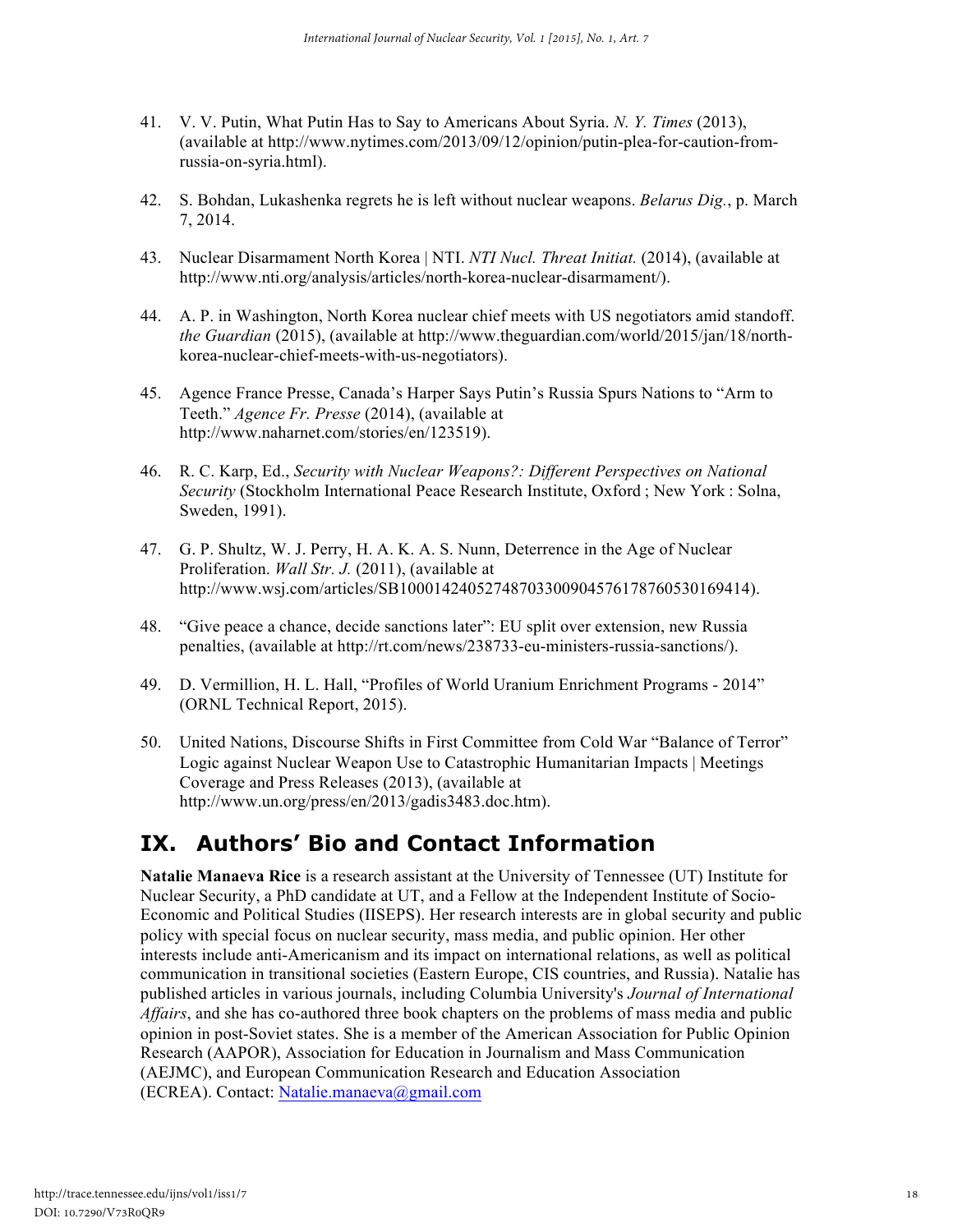41. V. V. Putin, What Putin Has to Say to Americans About Syria. *N. Y. Times* (2013), (available at http://www.nytimes.com/2013/09/12/opinion/putin-plea-for-caution-from-russia-on-syria.html).

42. S. Bohdan, Lukashenka regrets he is left without nuclear weapons. *Belarus Dig.*, p. March 7, 2014.

43. Nuclear Disarmament North Korea | NTI. *NTI Nucl. Threat Initiat.* (2014), (available at http://www.nti.org/analysis/articles/north-korea-nuclear-disarmament/).

44. A. P. in Washington, North Korea nuclear chief meets with US negotiators amid standoff. *the Guardian* (2015), (available at http://www.theguardian.com/world/2015/jan/18/north-korea-nuclear-chief-meets-with-us-negotiators).

45. Agence France Presse, Canada's Harper Says Putin's Russia Spurs Nations to "Arm to Teeth." *Agence Fr. Presse* (2014), (available at http://www.naharnet.com/stories/en/123519).

46. R. C. Karp, Ed., *Security with Nuclear Weapons?: Different Perspectives on National Security* (Stockholm International Peace Research Institute, Oxford ; New York : Solna, Sweden, 1991).

47. G. P. Shultz, W. J. Perry, H. A. K. A. S. Nunn, Deterrence in the Age of Nuclear Proliferation. *Wall Str. J.* (2011), (available at http://www.wsj.com/articles/SB10001424052748703300904576178760530169414).

48. "Give peace a chance, decide sanctions later": EU split over extension, new Russia penalties, (available at http://rt.com/news/238733-eu-ministers-russia-sanctions/).

49. D. Vermillion, H. L. Hall, "Profiles of World Uranium Enrichment Programs - 2014" (ORNL Technical Report, 2015).

50. United Nations, Discourse Shifts in First Committee from Cold War "Balance of Terror" Logic against Nuclear Weapon Use to Catastrophic Humanitarian Impacts | Meetings Coverage and Press Releases (2013), (available at http://www.un.org/press/en/2013/gadis3483.doc.htm).

## IX. Authors' Bio and Contact Information

**Natalie Manaeva Rice** is a research assistant at the University of Tennessee (UT) Institute for Nuclear Security, a PhD candidate at UT, and a Fellow at the Independent Institute of Socio-Economic and Political Studies (IISEPS). Her research interests are in global security and public policy with special focus on nuclear security, mass media, and public opinion. Her other interests include anti-Americanism and its impact on international relations, as well as political communication in transitional societies (Eastern Europe, CIS countries, and Russia). Natalie has published articles in various journals, including Columbia University's *Journal of International Affairs*, and she has co-authored three book chapters on the problems of mass media and public opinion in post-Soviet states. She is a member of the American Association for Public Opinion Research (AAPOR), Association for Education in Journalism and Mass Communication (AEJMC), and European Communication Research and Education Association (ECREA). Contact: Natalie.manaeva@gmail.com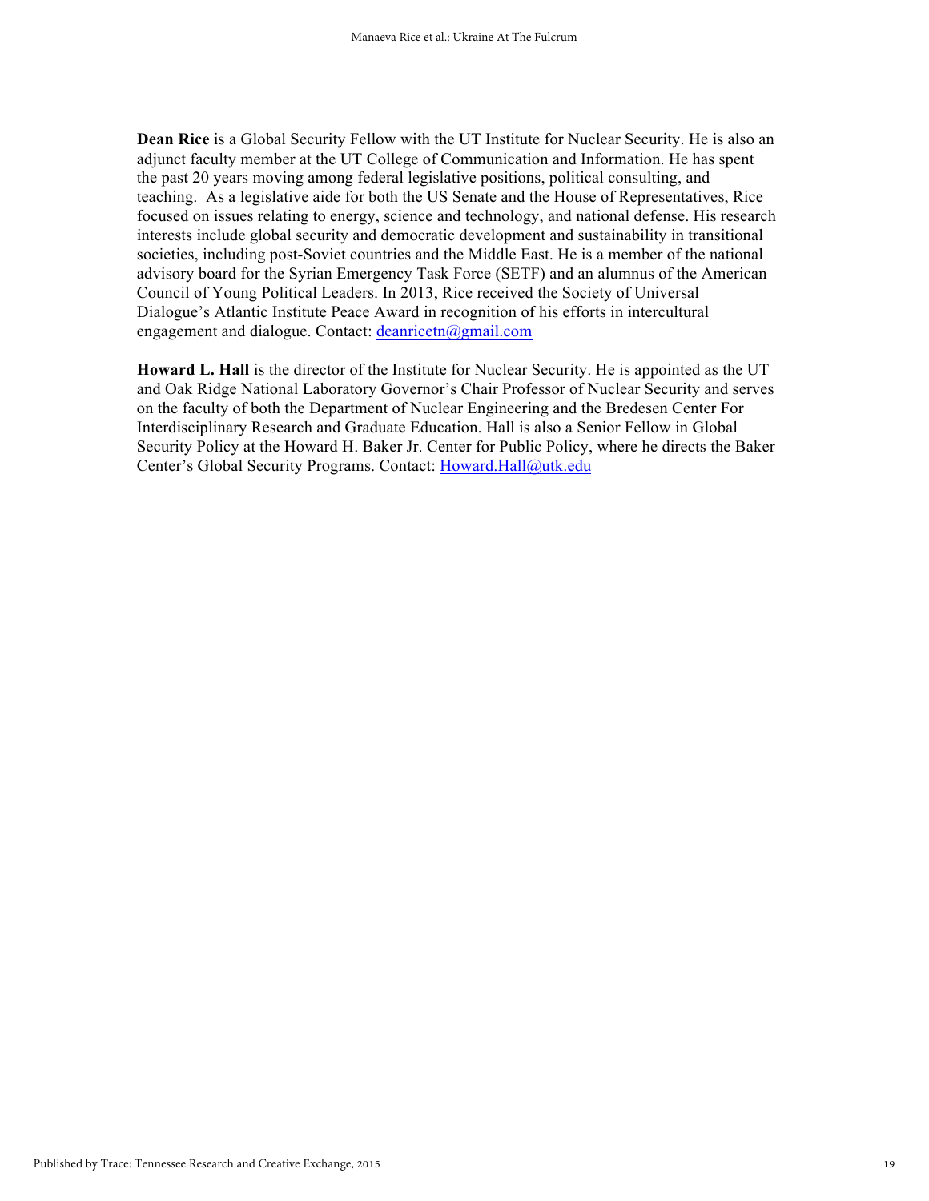**Dean Rice** is a Global Security Fellow with the UT Institute for Nuclear Security. He is also an adjunct faculty member at the UT College of Communication and Information. He has spent the past 20 years moving among federal legislative positions, political consulting, and teaching. As a legislative aide for both the US Senate and the House of Representatives, Rice focused on issues relating to energy, science and technology, and national defense. His research interests include global security and democratic development and sustainability in transitional societies, including post-Soviet countries and the Middle East. He is a member of the national advisory board for the Syrian Emergency Task Force (SETF) and an alumnus of the American Council of Young Political Leaders. In 2013, Rice received the Society of Universal Dialogue's Atlantic Institute Peace Award in recognition of his efforts in intercultural engagement and dialogue. Contact: deanricetn@gmail.com

**Howard L. Hall** is the director of the Institute for Nuclear Security. He is appointed as the UT and Oak Ridge National Laboratory Governor's Chair Professor of Nuclear Security and serves on the faculty of both the Department of Nuclear Engineering and the Bredesen Center For Interdisciplinary Research and Graduate Education. Hall is also a Senior Fellow in Global Security Policy at the Howard H. Baker Jr. Center for Public Policy, where he directs the Baker Center's Global Security Programs. Contact: Howard.Hall@utk.edu